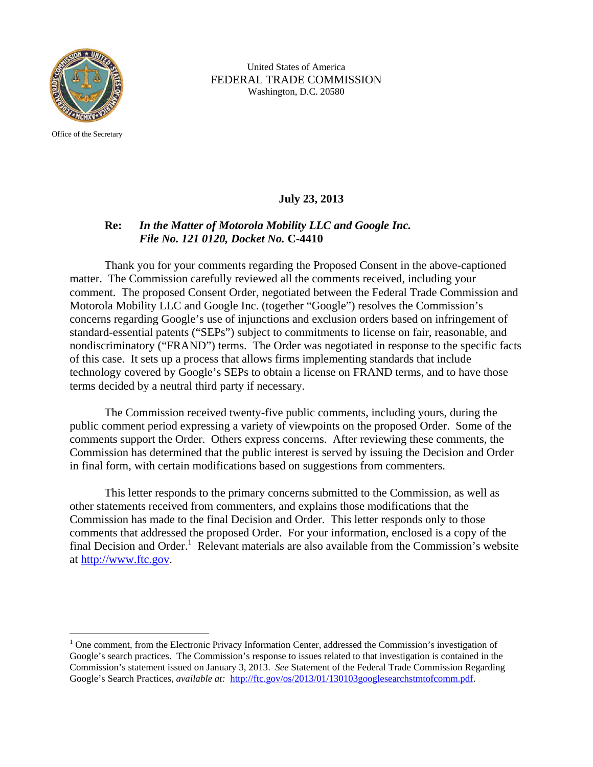Office of the Secretary

United States of America
FEDERAL TRADE COMMISSION
Washington, D.C. 20580

**July 23, 2013**

**Re:** ***In the Matter of Motorola Mobility LLC and Google Inc.***
***File No. 121 0120, Docket No.* C-4410**

Thank you for your comments regarding the Proposed Consent in the above-captioned matter. The Commission carefully reviewed all the comments received, including your comment. The proposed Consent Order, negotiated between the Federal Trade Commission and Motorola Mobility LLC and Google Inc. (together "Google") resolves the Commission's concerns regarding Google's use of injunctions and exclusion orders based on infringement of standard-essential patents ("SEPs") subject to commitments to license on fair, reasonable, and nondiscriminatory ("FRAND") terms. The Order was negotiated in response to the specific facts of this case. It sets up a process that allows firms implementing standards that include technology covered by Google's SEPs to obtain a license on FRAND terms, and to have those terms decided by a neutral third party if necessary.

The Commission received twenty-five public comments, including yours, during the public comment period expressing a variety of viewpoints on the proposed Order. Some of the comments support the Order. Others express concerns. After reviewing these comments, the Commission has determined that the public interest is served by issuing the Decision and Order in final form, with certain modifications based on suggestions from commenters.

This letter responds to the primary concerns submitted to the Commission, as well as other statements received from commenters, and explains those modifications that the Commission has made to the final Decision and Order. This letter responds only to those comments that addressed the proposed Order. For your information, enclosed is a copy of the final Decision and Order.[1] Relevant materials are also available from the Commission's website at http://www.ftc.gov.

---

[1] One comment, from the Electronic Privacy Information Center, addressed the Commission's investigation of Google's search practices. The Commission's response to issues related to that investigation is contained in the Commission's statement issued on January 3, 2013. *See* Statement of the Federal Trade Commission Regarding Google's Search Practices, *available at:* http://ftc.gov/os/2013/01/130103googlesearchstmtofcomm.pdf.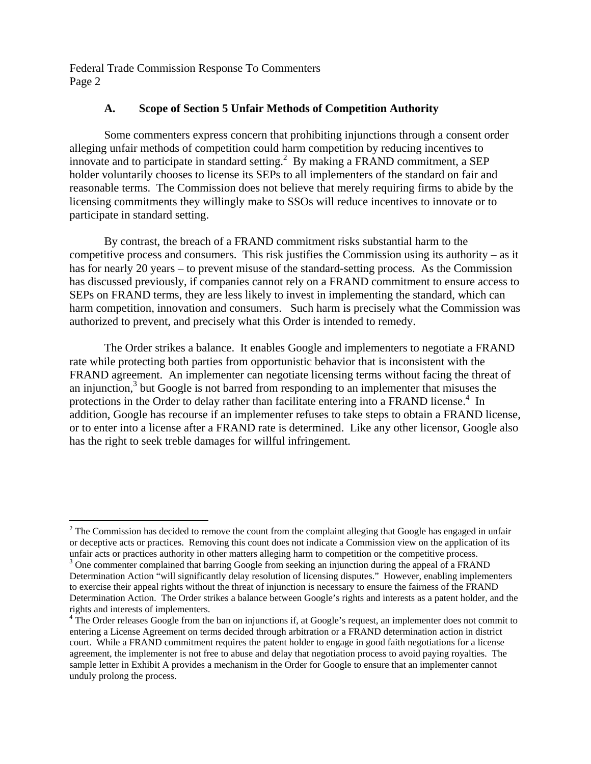### A. Scope of Section 5 Unfair Methods of Competition Authority

Some commenters express concern that prohibiting injunctions through a consent order alleging unfair methods of competition could harm competition by reducing incentives to innovate and to participate in standard setting.[2] By making a FRAND commitment, a SEP holder voluntarily chooses to license its SEPs to all implementers of the standard on fair and reasonable terms. The Commission does not believe that merely requiring firms to abide by the licensing commitments they willingly make to SSOs will reduce incentives to innovate or to participate in standard setting.

By contrast, the breach of a FRAND commitment risks substantial harm to the competitive process and consumers. This risk justifies the Commission using its authority – as it has for nearly 20 years – to prevent misuse of the standard-setting process. As the Commission has discussed previously, if companies cannot rely on a FRAND commitment to ensure access to SEPs on FRAND terms, they are less likely to invest in implementing the standard, which can harm competition, innovation and consumers. Such harm is precisely what the Commission was authorized to prevent, and precisely what this Order is intended to remedy.

The Order strikes a balance. It enables Google and implementers to negotiate a FRAND rate while protecting both parties from opportunistic behavior that is inconsistent with the FRAND agreement. An implementer can negotiate licensing terms without facing the threat of an injunction,[3] but Google is not barred from responding to an implementer that misuses the protections in the Order to delay rather than facilitate entering into a FRAND license.[4] In addition, Google has recourse if an implementer refuses to take steps to obtain a FRAND license, or to enter into a license after a FRAND rate is determined. Like any other licensor, Google also has the right to seek treble damages for willful infringement.

---

[2] The Commission has decided to remove the count from the complaint alleging that Google has engaged in unfair or deceptive acts or practices. Removing this count does not indicate a Commission view on the application of its unfair acts or practices authority in other matters alleging harm to competition or the competitive process.

[3] One commenter complained that barring Google from seeking an injunction during the appeal of a FRAND Determination Action "will significantly delay resolution of licensing disputes." However, enabling implementers to exercise their appeal rights without the threat of injunction is necessary to ensure the fairness of the FRAND Determination Action. The Order strikes a balance between Google's rights and interests as a patent holder, and the rights and interests of implementers.

[4] The Order releases Google from the ban on injunctions if, at Google's request, an implementer does not commit to entering a License Agreement on terms decided through arbitration or a FRAND determination action in district court. While a FRAND commitment requires the patent holder to engage in good faith negotiations for a license agreement, the implementer is not free to abuse and delay that negotiation process to avoid paying royalties. The sample letter in Exhibit A provides a mechanism in the Order for Google to ensure that an implementer cannot unduly prolong the process.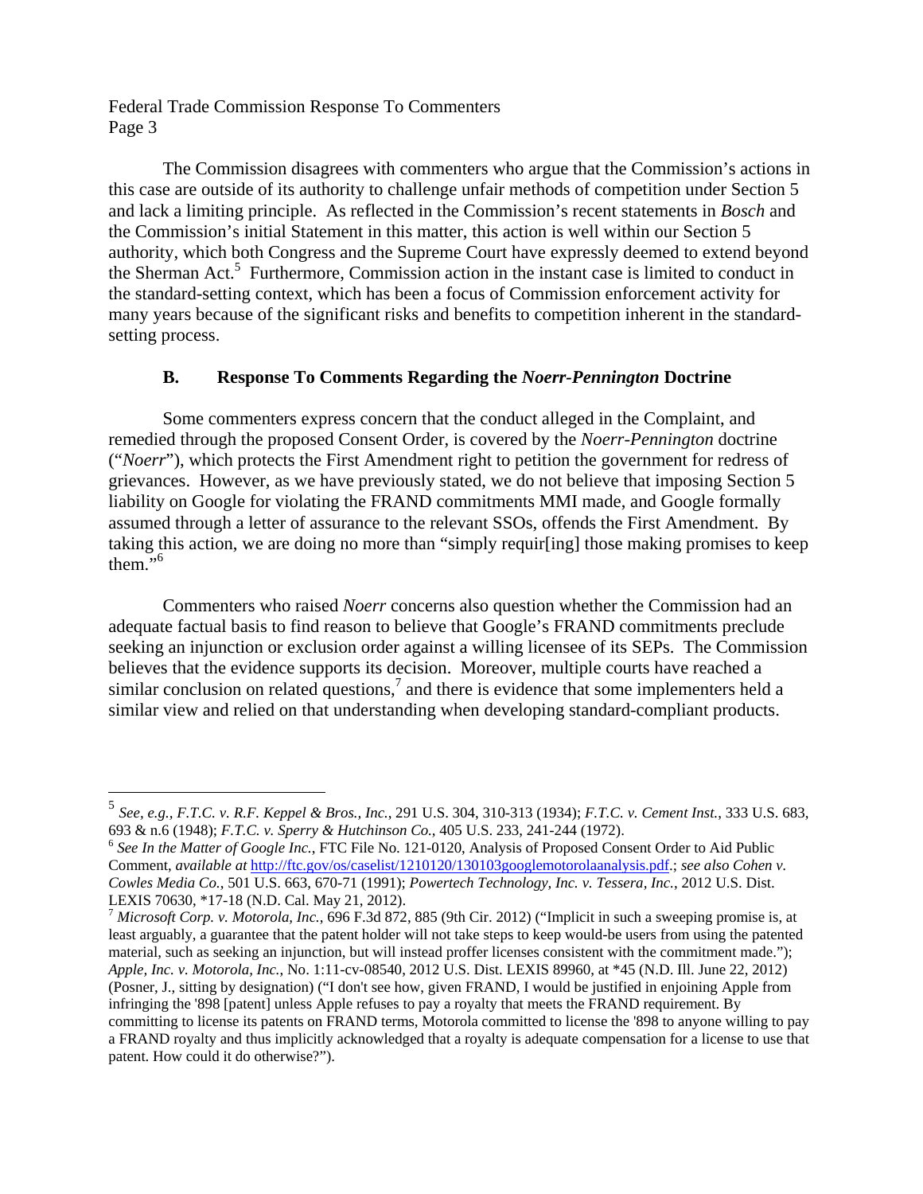The Commission disagrees with commenters who argue that the Commission's actions in this case are outside of its authority to challenge unfair methods of competition under Section 5 and lack a limiting principle. As reflected in the Commission's recent statements in *Bosch* and the Commission's initial Statement in this matter, this action is well within our Section 5 authority, which both Congress and the Supreme Court have expressly deemed to extend beyond the Sherman Act.[5] Furthermore, Commission action in the instant case is limited to conduct in the standard-setting context, which has been a focus of Commission enforcement activity for many years because of the significant risks and benefits to competition inherent in the standard-setting process.

### B. Response To Comments Regarding the *Noerr-Pennington* Doctrine

Some commenters express concern that the conduct alleged in the Complaint, and remedied through the proposed Consent Order, is covered by the *Noerr-Pennington* doctrine ("*Noerr*"), which protects the First Amendment right to petition the government for redress of grievances. However, as we have previously stated, we do not believe that imposing Section 5 liability on Google for violating the FRAND commitments MMI made, and Google formally assumed through a letter of assurance to the relevant SSOs, offends the First Amendment. By taking this action, we are doing no more than "simply requir[ing] those making promises to keep them."[6]

Commenters who raised *Noerr* concerns also question whether the Commission had an adequate factual basis to find reason to believe that Google's FRAND commitments preclude seeking an injunction or exclusion order against a willing licensee of its SEPs. The Commission believes that the evidence supports its decision. Moreover, multiple courts have reached a similar conclusion on related questions,[7] and there is evidence that some implementers held a similar view and relied on that understanding when developing standard-compliant products.

---

[5] *See, e.g., F.T.C. v. R.F. Keppel & Bros., Inc.*, 291 U.S. 304, 310-313 (1934); *F.T.C. v. Cement Inst.*, 333 U.S. 683, 693 & n.6 (1948); *F.T.C. v. Sperry & Hutchinson Co.*, 405 U.S. 233, 241-244 (1972).

[6] *See In the Matter of Google Inc.*, FTC File No. 121-0120, Analysis of Proposed Consent Order to Aid Public Comment, *available at* http://ftc.gov/os/caselist/1210120/130103googlemotorolaanalysis.pdf.; *see also Cohen v. Cowles Media Co.*, 501 U.S. 663, 670-71 (1991); *Powertech Technology, Inc. v. Tessera, Inc.*, 2012 U.S. Dist. LEXIS 70630, *17-18 (N.D. Cal. May 21, 2012).

[7] *Microsoft Corp. v. Motorola, Inc.*, 696 F.3d 872, 885 (9th Cir. 2012) ("Implicit in such a sweeping promise is, at least arguably, a guarantee that the patent holder will not take steps to keep would-be users from using the patented material, such as seeking an injunction, but will instead proffer licenses consistent with the commitment made."); *Apple, Inc. v. Motorola, Inc.*, No. 1:11-cv-08540, 2012 U.S. Dist. LEXIS 89960, at *45 (N.D. Ill. June 22, 2012) (Posner, J., sitting by designation) ("I don't see how, given FRAND, I would be justified in enjoining Apple from infringing the '898 [patent] unless Apple refuses to pay a royalty that meets the FRAND requirement. By committing to license its patents on FRAND terms, Motorola committed to license the '898 to anyone willing to pay a FRAND royalty and thus implicitly acknowledged that a royalty is adequate compensation for a license to use that patent. How could it do otherwise?").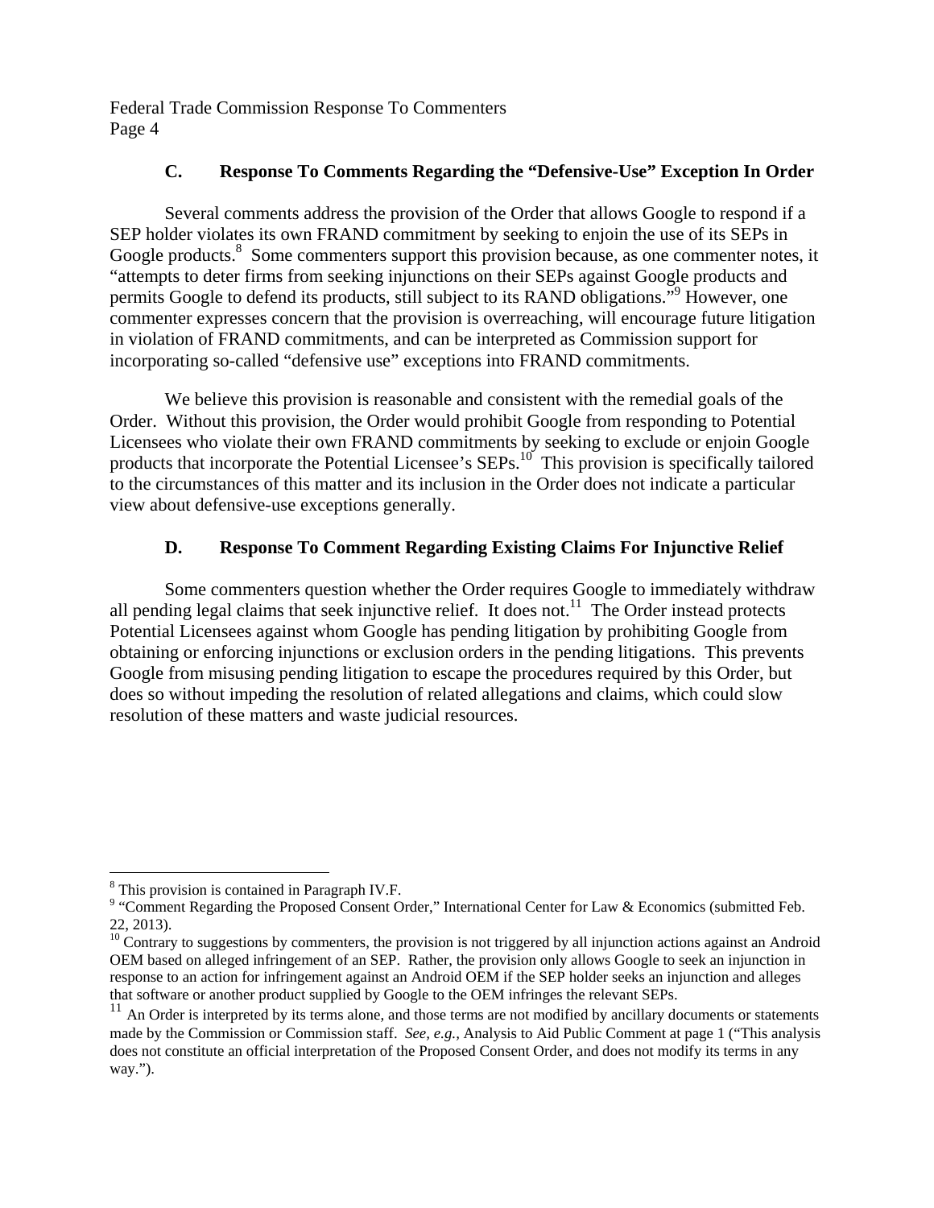### C. Response To Comments Regarding the "Defensive-Use" Exception In Order

Several comments address the provision of the Order that allows Google to respond if a SEP holder violates its own FRAND commitment by seeking to enjoin the use of its SEPs in Google products.[8] Some commenters support this provision because, as one commenter notes, it "attempts to deter firms from seeking injunctions on their SEPs against Google products and permits Google to defend its products, still subject to its RAND obligations."[9] However, one commenter expresses concern that the provision is overreaching, will encourage future litigation in violation of FRAND commitments, and can be interpreted as Commission support for incorporating so-called "defensive use" exceptions into FRAND commitments.

We believe this provision is reasonable and consistent with the remedial goals of the Order. Without this provision, the Order would prohibit Google from responding to Potential Licensees who violate their own FRAND commitments by seeking to exclude or enjoin Google products that incorporate the Potential Licensee's SEPs.[10] This provision is specifically tailored to the circumstances of this matter and its inclusion in the Order does not indicate a particular view about defensive-use exceptions generally.

### D. Response To Comment Regarding Existing Claims For Injunctive Relief

Some commenters question whether the Order requires Google to immediately withdraw all pending legal claims that seek injunctive relief. It does not.[11] The Order instead protects Potential Licensees against whom Google has pending litigation by prohibiting Google from obtaining or enforcing injunctions or exclusion orders in the pending litigations. This prevents Google from misusing pending litigation to escape the procedures required by this Order, but does so without impeding the resolution of related allegations and claims, which could slow resolution of these matters and waste judicial resources.

---

[8] This provision is contained in Paragraph IV.F.

[9] "Comment Regarding the Proposed Consent Order," International Center for Law & Economics (submitted Feb. 22, 2013).

[10] Contrary to suggestions by commenters, the provision is not triggered by all injunction actions against an Android OEM based on alleged infringement of an SEP. Rather, the provision only allows Google to seek an injunction in response to an action for infringement against an Android OEM if the SEP holder seeks an injunction and alleges that software or another product supplied by Google to the OEM infringes the relevant SEPs.

[11] An Order is interpreted by its terms alone, and those terms are not modified by ancillary documents or statements made by the Commission or Commission staff. *See, e.g.,* Analysis to Aid Public Comment at page 1 ("This analysis does not constitute an official interpretation of the Proposed Consent Order, and does not modify its terms in any way.").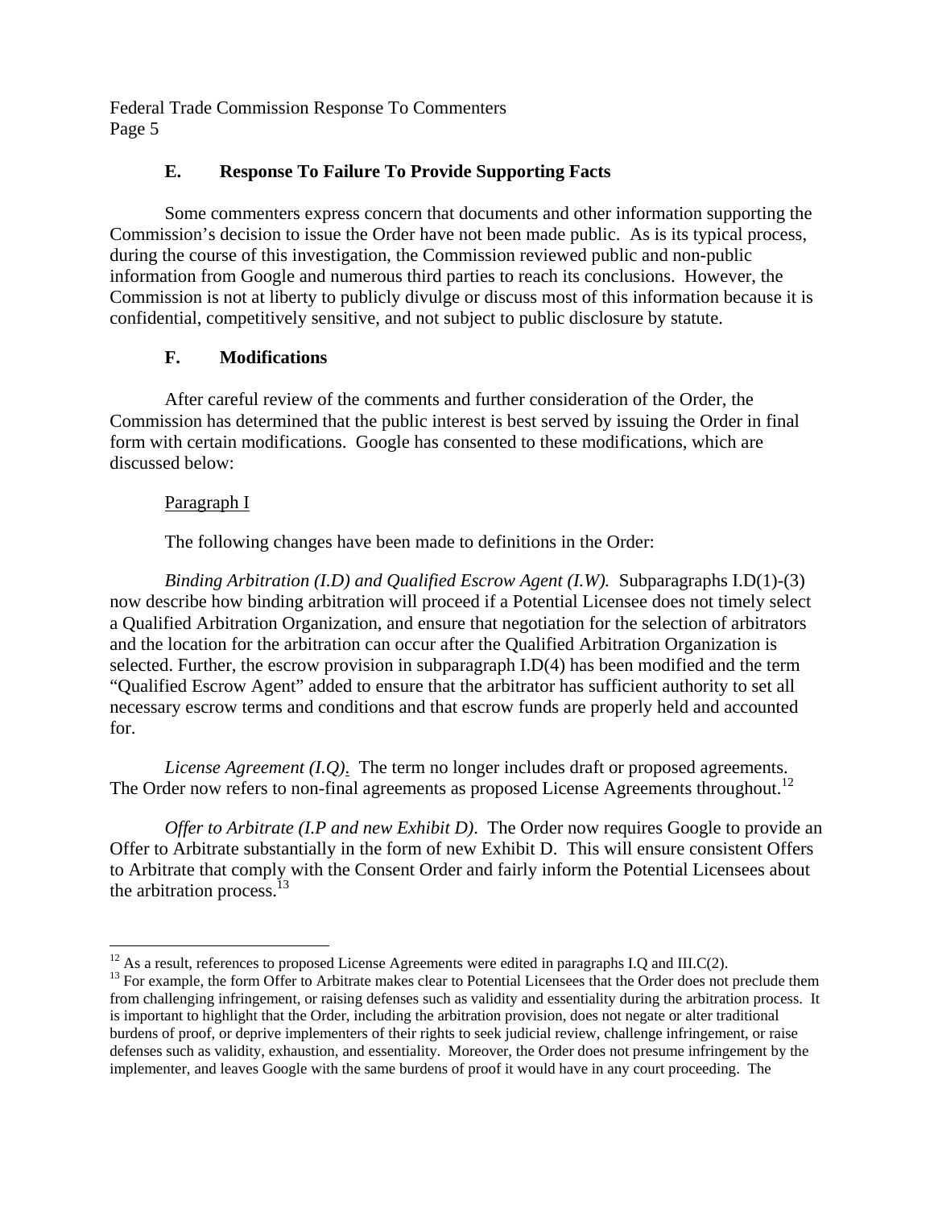### E. Response To Failure To Provide Supporting Facts

Some commenters express concern that documents and other information supporting the Commission's decision to issue the Order have not been made public. As is its typical process, during the course of this investigation, the Commission reviewed public and non-public information from Google and numerous third parties to reach its conclusions. However, the Commission is not at liberty to publicly divulge or discuss most of this information because it is confidential, competitively sensitive, and not subject to public disclosure by statute.

### F. Modifications

After careful review of the comments and further consideration of the Order, the Commission has determined that the public interest is best served by issuing the Order in final form with certain modifications. Google has consented to these modifications, which are discussed below:

<u>Paragraph I</u>

The following changes have been made to definitions in the Order:

*Binding Arbitration (I.D) and Qualified Escrow Agent (I.W).* Subparagraphs I.D(1)-(3) now describe how binding arbitration will proceed if a Potential Licensee does not timely select a Qualified Arbitration Organization, and ensure that negotiation for the selection of arbitrators and the location for the arbitration can occur after the Qualified Arbitration Organization is selected. Further, the escrow provision in subparagraph I.D(4) has been modified and the term "Qualified Escrow Agent" added to ensure that the arbitrator has sufficient authority to set all necessary escrow terms and conditions and that escrow funds are properly held and accounted for.

*License Agreement (I.Q).* The term no longer includes draft or proposed agreements. The Order now refers to non-final agreements as proposed License Agreements throughout.[12]

*Offer to Arbitrate (I.P and new Exhibit D).* The Order now requires Google to provide an Offer to Arbitrate substantially in the form of new Exhibit D. This will ensure consistent Offers to Arbitrate that comply with the Consent Order and fairly inform the Potential Licensees about the arbitration process.[13]

---

[12] As a result, references to proposed License Agreements were edited in paragraphs I.Q and III.C(2).

[13] For example, the form Offer to Arbitrate makes clear to Potential Licensees that the Order does not preclude them from challenging infringement, or raising defenses such as validity and essentiality during the arbitration process. It is important to highlight that the Order, including the arbitration provision, does not negate or alter traditional burdens of proof, or deprive implementers of their rights to seek judicial review, challenge infringement, or raise defenses such as validity, exhaustion, and essentiality. Moreover, the Order does not presume infringement by the implementer, and leaves Google with the same burdens of proof it would have in any court proceeding. The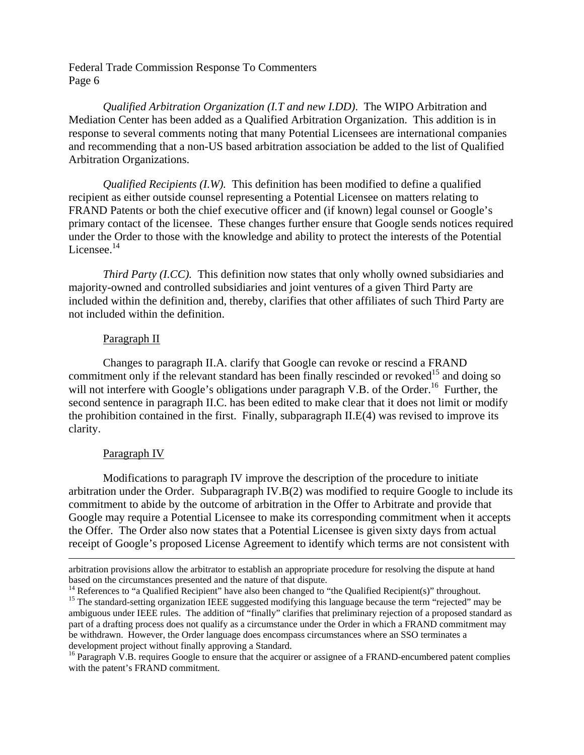*Qualified Arbitration Organization (I.T and new I.DD)*. The WIPO Arbitration and Mediation Center has been added as a Qualified Arbitration Organization. This addition is in response to several comments noting that many Potential Licensees are international companies and recommending that a non-US based arbitration association be added to the list of Qualified Arbitration Organizations.

*Qualified Recipients (I.W).* This definition has been modified to define a qualified recipient as either outside counsel representing a Potential Licensee on matters relating to FRAND Patents or both the chief executive officer and (if known) legal counsel or Google's primary contact of the licensee. These changes further ensure that Google sends notices required under the Order to those with the knowledge and ability to protect the interests of the Potential Licensee.[14]

*Third Party (I.CC).* This definition now states that only wholly owned subsidiaries and majority-owned and controlled subsidiaries and joint ventures of a given Third Party are included within the definition and, thereby, clarifies that other affiliates of such Third Party are not included within the definition.

Paragraph II

Changes to paragraph II.A. clarify that Google can revoke or rescind a FRAND commitment only if the relevant standard has been finally rescinded or revoked[15] and doing so will not interfere with Google's obligations under paragraph V.B. of the Order.[16] Further, the second sentence in paragraph II.C. has been edited to make clear that it does not limit or modify the prohibition contained in the first. Finally, subparagraph II.E(4) was revised to improve its clarity.

Paragraph IV

Modifications to paragraph IV improve the description of the procedure to initiate arbitration under the Order. Subparagraph IV.B(2) was modified to require Google to include its commitment to abide by the outcome of arbitration in the Offer to Arbitrate and provide that Google may require a Potential Licensee to make its corresponding commitment when it accepts the Offer. The Order also now states that a Potential Licensee is given sixty days from actual receipt of Google's proposed License Agreement to identify which terms are not consistent with

---

arbitration provisions allow the arbitrator to establish an appropriate procedure for resolving the dispute at hand based on the circumstances presented and the nature of that dispute.

[14] References to "a Qualified Recipient" have also been changed to "the Qualified Recipient(s)" throughout.

[15] The standard-setting organization IEEE suggested modifying this language because the term "rejected" may be ambiguous under IEEE rules. The addition of "finally" clarifies that preliminary rejection of a proposed standard as part of a drafting process does not qualify as a circumstance under the Order in which a FRAND commitment may be withdrawn. However, the Order language does encompass circumstances where an SSO terminates a development project without finally approving a Standard.

[16] Paragraph V.B. requires Google to ensure that the acquirer or assignee of a FRAND-encumbered patent complies with the patent's FRAND commitment.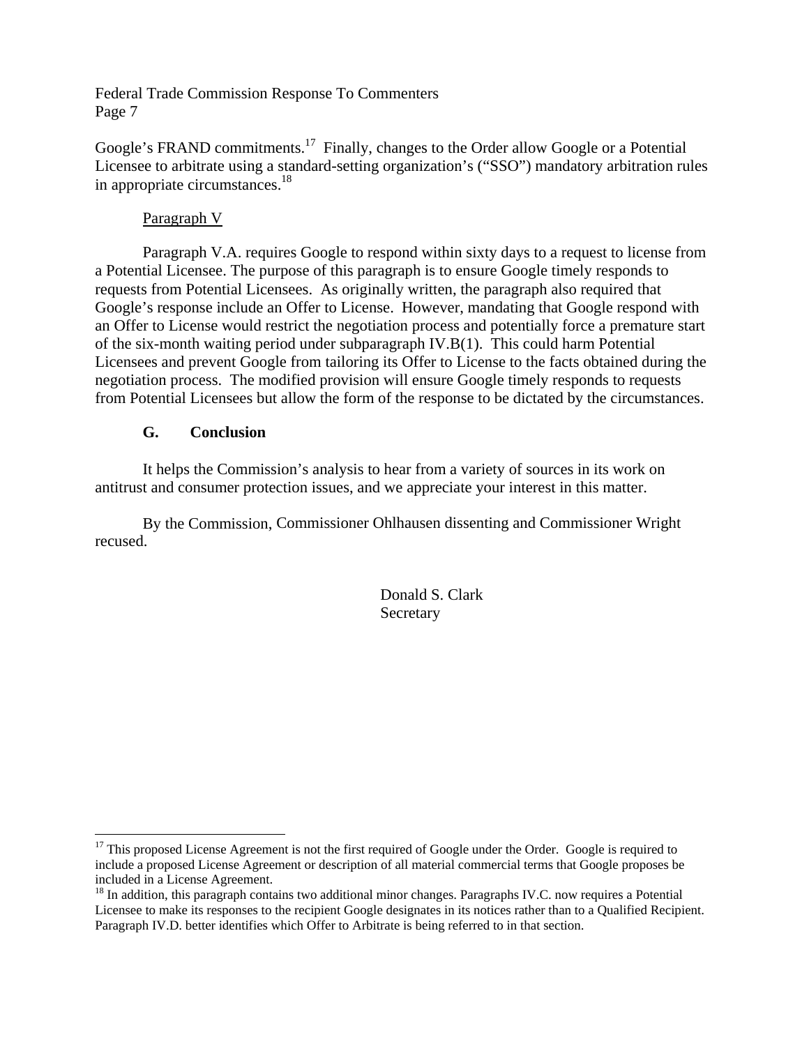Google's FRAND commitments.[17] Finally, changes to the Order allow Google or a Potential Licensee to arbitrate using a standard-setting organization's ("SSO") mandatory arbitration rules in appropriate circumstances.[18]

Paragraph V

Paragraph V.A. requires Google to respond within sixty days to a request to license from a Potential Licensee. The purpose of this paragraph is to ensure Google timely responds to requests from Potential Licensees. As originally written, the paragraph also required that Google's response include an Offer to License. However, mandating that Google respond with an Offer to License would restrict the negotiation process and potentially force a premature start of the six-month waiting period under subparagraph IV.B(1). This could harm Potential Licensees and prevent Google from tailoring its Offer to License to the facts obtained during the negotiation process. The modified provision will ensure Google timely responds to requests from Potential Licensees but allow the form of the response to be dictated by the circumstances.

## G. Conclusion

It helps the Commission's analysis to hear from a variety of sources in its work on antitrust and consumer protection issues, and we appreciate your interest in this matter.

By the Commission, Commissioner Ohlhausen dissenting and Commissioner Wright recused.

Donald S. Clark
Secretary

---

[17] This proposed License Agreement is not the first required of Google under the Order. Google is required to include a proposed License Agreement or description of all material commercial terms that Google proposes be included in a License Agreement.

[18] In addition, this paragraph contains two additional minor changes. Paragraphs IV.C. now requires a Potential Licensee to make its responses to the recipient Google designates in its notices rather than to a Qualified Recipient. Paragraph IV.D. better identifies which Offer to Arbitrate is being referred to in that section.